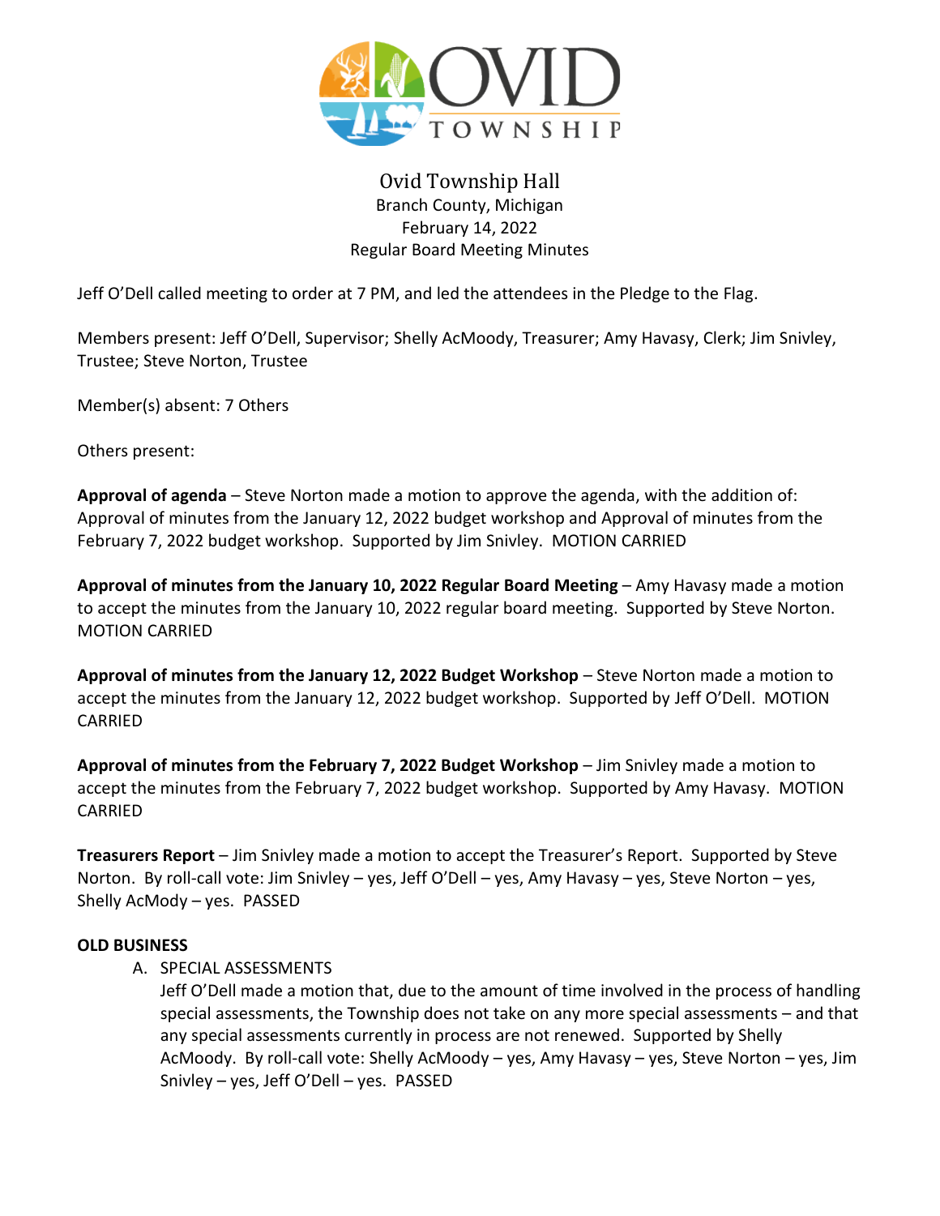OVID TOWNSHIP

# Ovid Township Hall

Branch County, Michigan
February 14, 2022
Regular Board Meeting Minutes

Jeff O'Dell called meeting to order at 7 PM, and led the attendees in the Pledge to the Flag.

Members present: Jeff O'Dell, Supervisor; Shelly AcMoody, Treasurer; Amy Havasy, Clerk; Jim Snivley, Trustee; Steve Norton, Trustee

Member(s) absent: 7 Others

Others present:

**Approval of agenda** – Steve Norton made a motion to approve the agenda, with the addition of: Approval of minutes from the January 12, 2022 budget workshop and Approval of minutes from the February 7, 2022 budget workshop. Supported by Jim Snivley. MOTION CARRIED

**Approval of minutes from the January 10, 2022 Regular Board Meeting** – Amy Havasy made a motion to accept the minutes from the January 10, 2022 regular board meeting. Supported by Steve Norton. MOTION CARRIED

**Approval of minutes from the January 12, 2022 Budget Workshop** – Steve Norton made a motion to accept the minutes from the January 12, 2022 budget workshop. Supported by Jeff O'Dell. MOTION CARRIED

**Approval of minutes from the February 7, 2022 Budget Workshop** – Jim Snivley made a motion to accept the minutes from the February 7, 2022 budget workshop. Supported by Amy Havasy. MOTION CARRIED

**Treasurers Report** – Jim Snivley made a motion to accept the Treasurer's Report. Supported by Steve Norton. By roll-call vote: Jim Snivley – yes, Jeff O'Dell – yes, Amy Havasy – yes, Steve Norton – yes, Shelly AcMody – yes. PASSED

**OLD BUSINESS**

A. SPECIAL ASSESSMENTS
   Jeff O'Dell made a motion that, due to the amount of time involved in the process of handling special assessments, the Township does not take on any more special assessments – and that any special assessments currently in process are not renewed. Supported by Shelly AcMoody. By roll-call vote: Shelly AcMoody – yes, Amy Havasy – yes, Steve Norton – yes, Jim Snivley – yes, Jeff O'Dell – yes. PASSED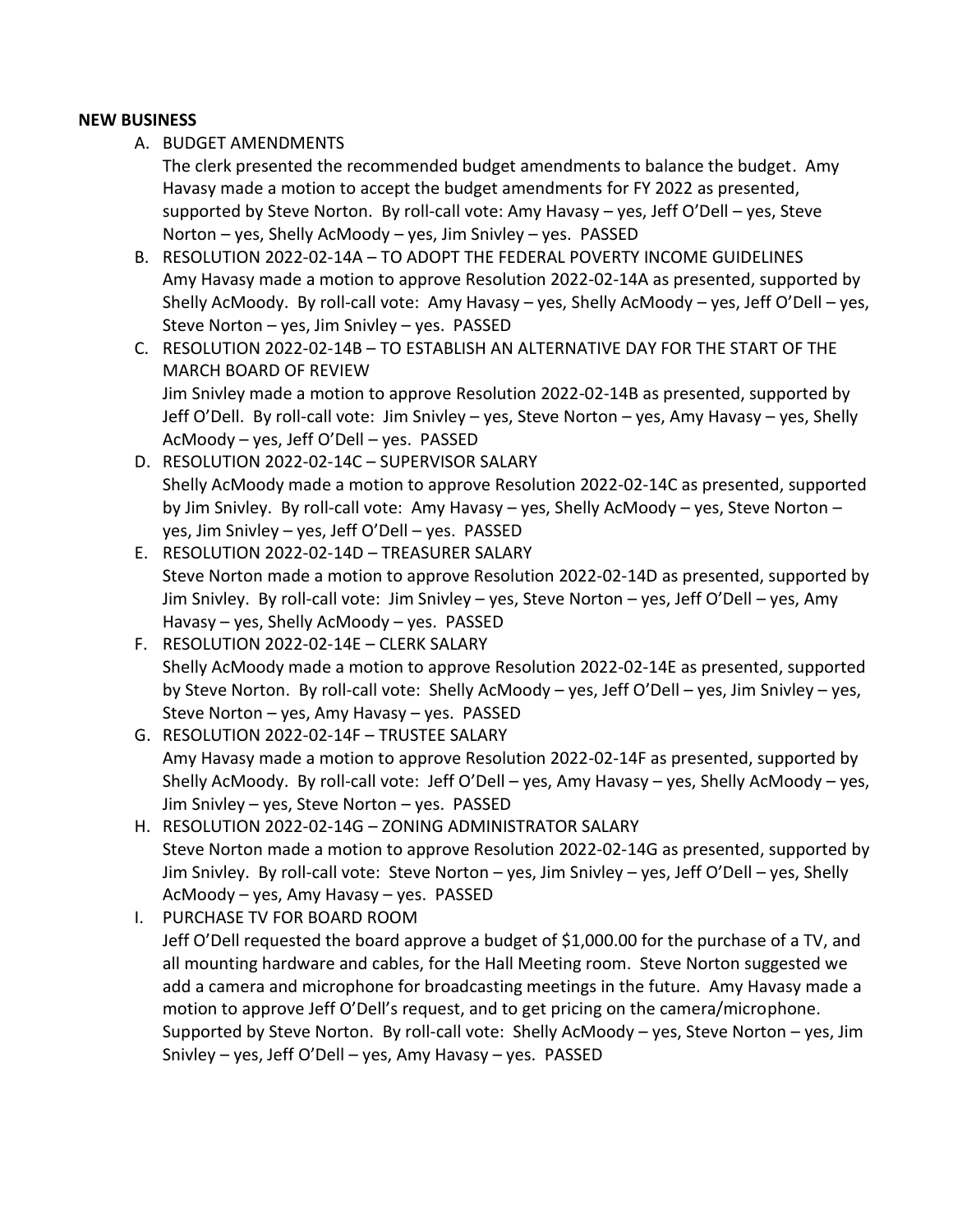**NEW BUSINESS**

A. BUDGET AMENDMENTS
   The clerk presented the recommended budget amendments to balance the budget. Amy Havasy made a motion to accept the budget amendments for FY 2022 as presented, supported by Steve Norton. By roll-call vote: Amy Havasy – yes, Jeff O'Dell – yes, Steve Norton – yes, Shelly AcMoody – yes, Jim Snivley – yes. PASSED

B. RESOLUTION 2022-02-14A – TO ADOPT THE FEDERAL POVERTY INCOME GUIDELINES
   Amy Havasy made a motion to approve Resolution 2022-02-14A as presented, supported by Shelly AcMoody. By roll-call vote: Amy Havasy – yes, Shelly AcMoody – yes, Jeff O'Dell – yes, Steve Norton – yes, Jim Snivley – yes. PASSED

C. RESOLUTION 2022-02-14B – TO ESTABLISH AN ALTERNATIVE DAY FOR THE START OF THE MARCH BOARD OF REVIEW
   Jim Snivley made a motion to approve Resolution 2022-02-14B as presented, supported by Jeff O'Dell. By roll-call vote: Jim Snivley – yes, Steve Norton – yes, Amy Havasy – yes, Shelly AcMoody – yes, Jeff O'Dell – yes. PASSED

D. RESOLUTION 2022-02-14C – SUPERVISOR SALARY
   Shelly AcMoody made a motion to approve Resolution 2022-02-14C as presented, supported by Jim Snivley. By roll-call vote: Amy Havasy – yes, Shelly AcMoody – yes, Steve Norton – yes, Jim Snivley – yes, Jeff O'Dell – yes. PASSED

E. RESOLUTION 2022-02-14D – TREASURER SALARY
   Steve Norton made a motion to approve Resolution 2022-02-14D as presented, supported by Jim Snivley. By roll-call vote: Jim Snivley – yes, Steve Norton – yes, Jeff O'Dell – yes, Amy Havasy – yes, Shelly AcMoody – yes. PASSED

F. RESOLUTION 2022-02-14E – CLERK SALARY
   Shelly AcMoody made a motion to approve Resolution 2022-02-14E as presented, supported by Steve Norton. By roll-call vote: Shelly AcMoody – yes, Jeff O'Dell – yes, Jim Snivley – yes, Steve Norton – yes, Amy Havasy – yes. PASSED

G. RESOLUTION 2022-02-14F – TRUSTEE SALARY
   Amy Havasy made a motion to approve Resolution 2022-02-14F as presented, supported by Shelly AcMoody. By roll-call vote: Jeff O'Dell – yes, Amy Havasy – yes, Shelly AcMoody – yes, Jim Snivley – yes, Steve Norton – yes. PASSED

H. RESOLUTION 2022-02-14G – ZONING ADMINISTRATOR SALARY
   Steve Norton made a motion to approve Resolution 2022-02-14G as presented, supported by Jim Snivley. By roll-call vote: Steve Norton – yes, Jim Snivley – yes, Jeff O'Dell – yes, Shelly AcMoody – yes, Amy Havasy – yes. PASSED

I. PURCHASE TV FOR BOARD ROOM
   Jeff O'Dell requested the board approve a budget of $1,000.00 for the purchase of a TV, and all mounting hardware and cables, for the Hall Meeting room. Steve Norton suggested we add a camera and microphone for broadcasting meetings in the future. Amy Havasy made a motion to approve Jeff O'Dell's request, and to get pricing on the camera/microphone. Supported by Steve Norton. By roll-call vote: Shelly AcMoody – yes, Steve Norton – yes, Jim Snivley – yes, Jeff O'Dell – yes, Amy Havasy – yes. PASSED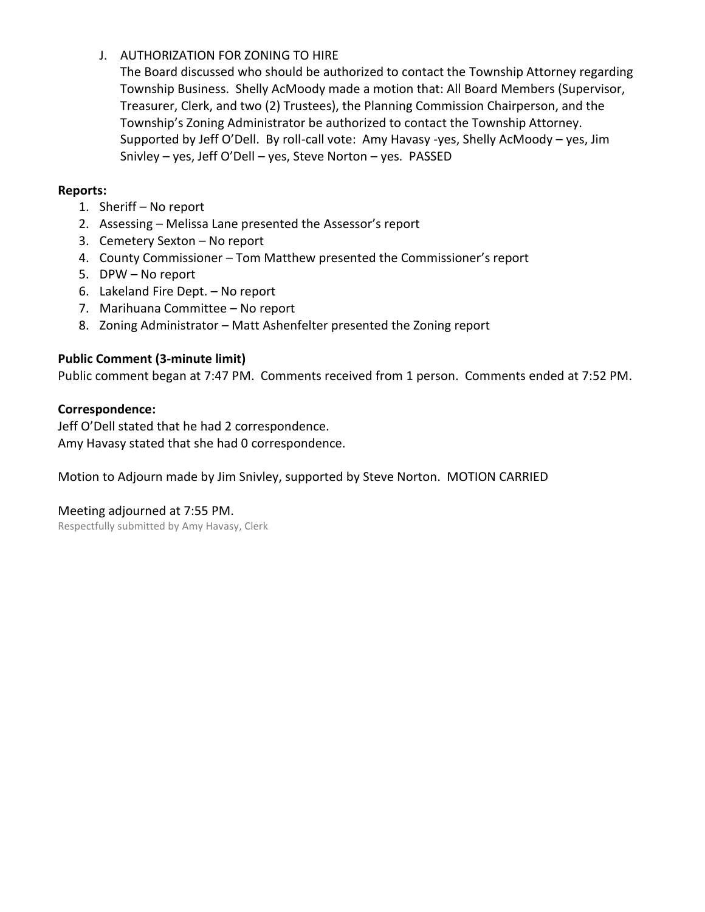J. AUTHORIZATION FOR ZONING TO HIRE

   The Board discussed who should be authorized to contact the Township Attorney regarding Township Business. Shelly AcMoody made a motion that: All Board Members (Supervisor, Treasurer, Clerk, and two (2) Trustees), the Planning Commission Chairperson, and the Township's Zoning Administrator be authorized to contact the Township Attorney. Supported by Jeff O'Dell. By roll-call vote: Amy Havasy -yes, Shelly AcMoody – yes, Jim Snivley – yes, Jeff O'Dell – yes, Steve Norton – yes. PASSED

**Reports:**

1. Sheriff – No report
2. Assessing – Melissa Lane presented the Assessor's report
3. Cemetery Sexton – No report
4. County Commissioner – Tom Matthew presented the Commissioner's report
5. DPW – No report
6. Lakeland Fire Dept. – No report
7. Marihuana Committee – No report
8. Zoning Administrator – Matt Ashenfelter presented the Zoning report

**Public Comment (3-minute limit)**

Public comment began at 7:47 PM. Comments received from 1 person. Comments ended at 7:52 PM.

**Correspondence:**

Jeff O'Dell stated that he had 2 correspondence.
Amy Havasy stated that she had 0 correspondence.

Motion to Adjourn made by Jim Snivley, supported by Steve Norton. MOTION CARRIED

Meeting adjourned at 7:55 PM.
Respectfully submitted by Amy Havasy, Clerk